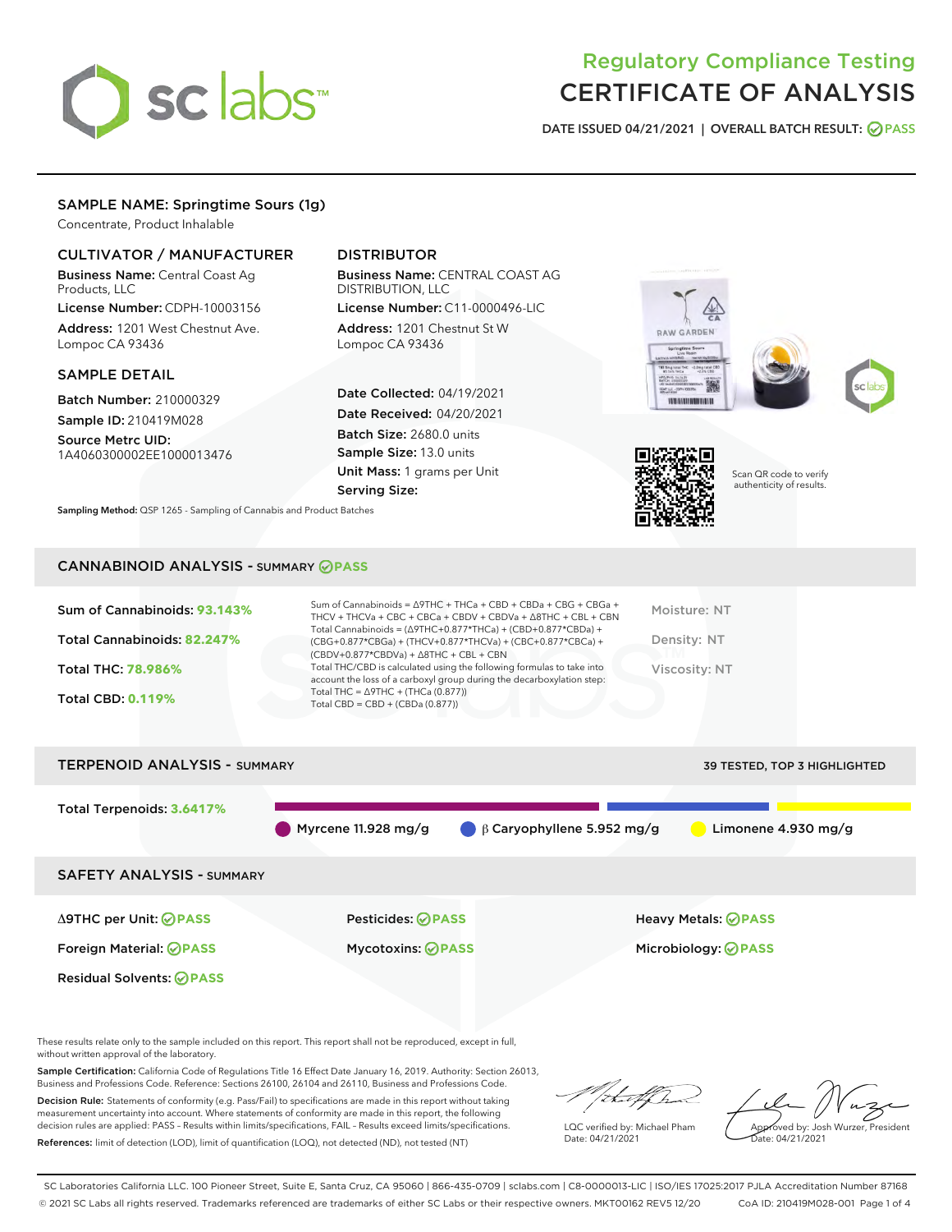# Regulatory Compliance Testing
# CERTIFICATE OF ANALYSIS

DATE ISSUED 04/21/2021 | OVERALL BATCH RESULT: PASS

## SAMPLE NAME: Springtime Sours (1g)

Concentrate, Product Inhalable

### CULTIVATOR / MANUFACTURER

**Business Name:** Central Coast Ag Products, LLC
**License Number:** CDPH-10003156
**Address:** 1201 West Chestnut Ave. Lompoc CA 93436

### DISTRIBUTOR

**Business Name:** CENTRAL COAST AG DISTRIBUTION, LLC
**License Number:** C11-0000496-LIC
**Address:** 1201 Chestnut St W Lompoc CA 93436

### SAMPLE DETAIL

**Batch Number:** 210000329
**Sample ID:** 210419M028
**Source Metrc UID:** 1A4060300002EE1000013476

**Date Collected:** 04/19/2021
**Date Received:** 04/20/2021
**Batch Size:** 2680.0 units
**Sample Size:** 13.0 units
**Unit Mass:** 1 grams per Unit
**Serving Size:**

Scan QR code to verify authenticity of results.

**Sampling Method:** QSP 1265 - Sampling of Cannabis and Product Batches

## CANNABINOID ANALYSIS - SUMMARY PASS

Sum of Cannabinoids: **93.143%**
Total Cannabinoids: **82.247%**
Total THC: **78.986%**
Total CBD: **0.119%**

Sum of Cannabinoids = Δ9THC + THCa + CBD + CBDa + CBG + CBGa + THCV + THCVa + CBC + CBCa + CBDV + CBDVa + Δ8THC + CBL + CBN
Total Cannabinoids = (Δ9THC+0.877*THCa) + (CBD+0.877*CBDa) + (CBG+0.877*CBGa) + (THCV+0.877*THCVa) + (CBC+0.877*CBCa) + (CBDV+0.877*CBDVa) + Δ8THC + CBL + CBN
Total THC/CBD is calculated using the following formulas to take into account the loss of a carboxyl group during the decarboxylation step:
Total THC = Δ9THC + (THCa (0.877))
Total CBD = CBD + (CBDa (0.877))

Moisture: NT
Density: NT
Viscosity: NT

## TERPENOID ANALYSIS - SUMMARY

39 TESTED, TOP 3 HIGHLIGHTED

Total Terpenoids: **3.6417%**

Myrcene 11.928 mg/g | β Caryophyllene 5.952 mg/g | Limonene 4.930 mg/g

## SAFETY ANALYSIS - SUMMARY

| | | |
|---|---|---|
| Δ9THC per Unit: PASS | Pesticides: PASS | Heavy Metals: PASS |
| Foreign Material: PASS | Mycotoxins: PASS | Microbiology: PASS |
| Residual Solvents: PASS | | |

These results relate only to the sample included on this report. This report shall not be reproduced, except in full, without written approval of the laboratory.

**Sample Certification:** California Code of Regulations Title 16 Effect Date January 16, 2019. Authority: Section 26013, Business and Professions Code. Reference: Sections 26100, 26104 and 26110, Business and Professions Code.

**Decision Rule:** Statements of conformity (e.g. Pass/Fail) to specifications are made in this report without taking measurement uncertainty into account. Where statements of conformity are made in this report, the following decision rules are applied: PASS – Results within limits/specifications, FAIL – Results exceed limits/specifications.

**References:** limit of detection (LOD), limit of quantification (LOQ), not detected (ND), not tested (NT)

LQC verified by: Michael Pham
Date: 04/21/2021

Approved by: Josh Wurzer, President
Date: 04/21/2021

SC Laboratories California LLC. 100 Pioneer Street, Suite E, Santa Cruz, CA 95060 | 866-435-0709 | sclabs.com | C8-0000013-LIC | ISO/IES 17025:2017 PJLA Accreditation Number 87168
© 2021 SC Labs all rights reserved. Trademarks referenced are trademarks of either SC Labs or their respective owners. MKT00162 REV5 12/20 CoA ID: 210419M028-001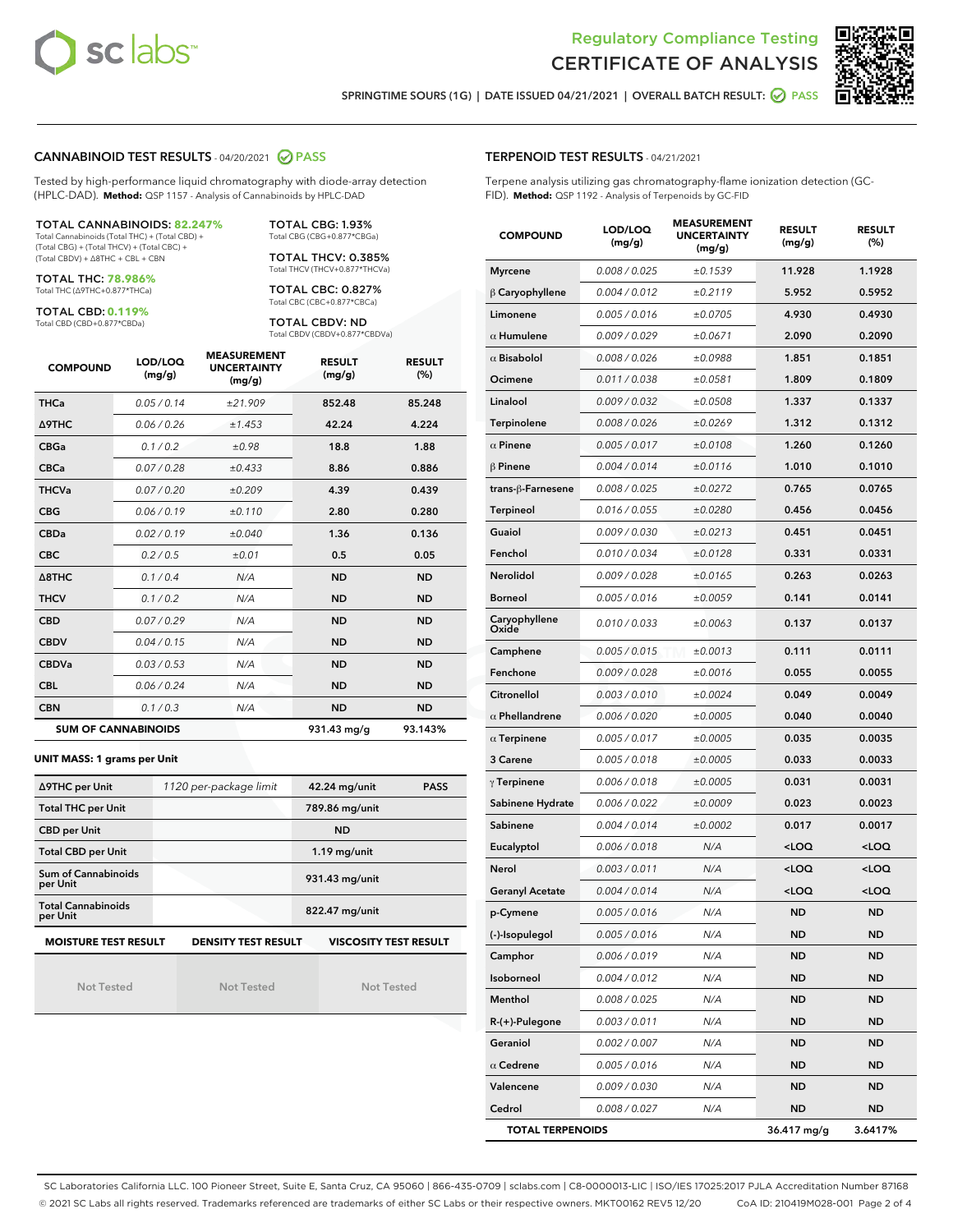# Regulatory Compliance Testing
# CERTIFICATE OF ANALYSIS

SPRINGTIME SOURS (1G) | DATE ISSUED 04/21/2021 | OVERALL BATCH RESULT: PASS

## CANNABINOID TEST RESULTS - 04/20/2021 PASS

Tested by high-performance liquid chromatography with diode-array detection (HPLC-DAD). **Method:** QSP 1157 - Analysis of Cannabinoids by HPLC-DAD

**TOTAL CANNABINOIDS: 82.247%**
Total Cannabinoids (Total THC) + (Total CBD) + (Total CBG) + (Total THCV) + (Total CBC) + (Total CBDV) + Δ8THC + CBL + CBN

**TOTAL THC: 78.986%**
Total THC (Δ9THC+0.877*THCa)

**TOTAL CBD: 0.119%**
Total CBD (CBD+0.877*CBDa)

**TOTAL CBG: 1.93%**
Total CBG (CBG+0.877*CBGa)

**TOTAL THCV: 0.385%**
Total THCV (THCV+0.877*THCVa)

**TOTAL CBC: 0.827%**
Total CBC (CBC+0.877*CBCa)

**TOTAL CBDV: ND**
Total CBDV (CBDV+0.877*CBDVa)

| COMPOUND | LOD/LOQ (mg/g) | MEASUREMENT UNCERTAINTY (mg/g) | RESULT (mg/g) | RESULT (%) |
|---|---|---|---|---|
| THCa | 0.05 / 0.14 | ±21.909 | 852.48 | 85.248 |
| Δ9THC | 0.06 / 0.26 | ±1.453 | 42.24 | 4.224 |
| CBGa | 0.1 / 0.2 | ±0.98 | 18.8 | 1.88 |
| CBCa | 0.07 / 0.28 | ±0.433 | 8.86 | 0.886 |
| THCVa | 0.07 / 0.20 | ±0.209 | 4.39 | 0.439 |
| CBG | 0.06 / 0.19 | ±0.110 | 2.80 | 0.280 |
| CBDa | 0.02 / 0.19 | ±0.040 | 1.36 | 0.136 |
| CBC | 0.2 / 0.5 | ±0.01 | 0.5 | 0.05 |
| Δ8THC | 0.1 / 0.4 | N/A | ND | ND |
| THCV | 0.1 / 0.2 | N/A | ND | ND |
| CBD | 0.07 / 0.29 | N/A | ND | ND |
| CBDV | 0.04 / 0.15 | N/A | ND | ND |
| CBDVa | 0.03 / 0.53 | N/A | ND | ND |
| CBL | 0.06 / 0.24 | N/A | ND | ND |
| CBN | 0.1 / 0.3 | N/A | ND | ND |
| **SUM OF CANNABINOIDS** | | | 931.43 mg/g | 93.143% |

**UNIT MASS: 1 grams per Unit**

| | | | |
|---|---|---|---|
| Δ9THC per Unit | 1120 per-package limit | 42.24 mg/unit | PASS |
| Total THC per Unit | | 789.86 mg/unit | |
| CBD per Unit | | ND | |
| Total CBD per Unit | | 1.19 mg/unit | |
| Sum of Cannabinoids per Unit | | 931.43 mg/unit | |
| Total Cannabinoids per Unit | | 822.47 mg/unit | |

| MOISTURE TEST RESULT | DENSITY TEST RESULT | VISCOSITY TEST RESULT |
|---|---|---|
| Not Tested | Not Tested | Not Tested |

## TERPENOID TEST RESULTS - 04/21/2021

Terpene analysis utilizing gas chromatography-flame ionization detection (GC-FID). **Method:** QSP 1192 - Analysis of Terpenoids by GC-FID

| COMPOUND | LOD/LOQ (mg/g) | MEASUREMENT UNCERTAINTY (mg/g) | RESULT (mg/g) | RESULT (%) |
|---|---|---|---|---|
| Myrcene | 0.008 / 0.025 | ±0.1539 | 11.928 | 1.1928 |
| β Caryophyllene | 0.004 / 0.012 | ±0.2119 | 5.952 | 0.5952 |
| Limonene | 0.005 / 0.016 | ±0.0705 | 4.930 | 0.4930 |
| α Humulene | 0.009 / 0.029 | ±0.0671 | 2.090 | 0.2090 |
| α Bisabolol | 0.008 / 0.026 | ±0.0988 | 1.851 | 0.1851 |
| Ocimene | 0.011 / 0.038 | ±0.0581 | 1.809 | 0.1809 |
| Linalool | 0.009 / 0.032 | ±0.0508 | 1.337 | 0.1337 |
| Terpinolene | 0.008 / 0.026 | ±0.0269 | 1.312 | 0.1312 |
| α Pinene | 0.005 / 0.017 | ±0.0108 | 1.260 | 0.1260 |
| β Pinene | 0.004 / 0.014 | ±0.0116 | 1.010 | 0.1010 |
| trans-β-Farnesene | 0.008 / 0.025 | ±0.0272 | 0.765 | 0.0765 |
| Terpineol | 0.016 / 0.055 | ±0.0280 | 0.456 | 0.0456 |
| Guaiol | 0.009 / 0.030 | ±0.0213 | 0.451 | 0.0451 |
| Fenchol | 0.010 / 0.034 | ±0.0128 | 0.331 | 0.0331 |
| Nerolidol | 0.009 / 0.028 | ±0.0165 | 0.263 | 0.0263 |
| Borneol | 0.005 / 0.016 | ±0.0059 | 0.141 | 0.0141 |
| Caryophyllene Oxide | 0.010 / 0.033 | ±0.0063 | 0.137 | 0.0137 |
| Camphene | 0.005 / 0.015 | ±0.0013 | 0.111 | 0.0111 |
| Fenchone | 0.009 / 0.028 | ±0.0016 | 0.055 | 0.0055 |
| Citronellol | 0.003 / 0.010 | ±0.0024 | 0.049 | 0.0049 |
| α Phellandrene | 0.006 / 0.020 | ±0.0005 | 0.040 | 0.0040 |
| α Terpinene | 0.005 / 0.017 | ±0.0005 | 0.035 | 0.0035 |
| 3 Carene | 0.005 / 0.018 | ±0.0005 | 0.033 | 0.0033 |
| γ Terpinene | 0.006 / 0.018 | ±0.0005 | 0.031 | 0.0031 |
| Sabinene Hydrate | 0.006 / 0.022 | ±0.0009 | 0.023 | 0.0023 |
| Sabinene | 0.004 / 0.014 | ±0.0002 | 0.017 | 0.0017 |
| Eucalyptol | 0.006 / 0.018 | N/A | <LOQ | <LOQ |
| Nerol | 0.003 / 0.011 | N/A | <LOQ | <LOQ |
| Geranyl Acetate | 0.004 / 0.014 | N/A | <LOQ | <LOQ |
| p-Cymene | 0.005 / 0.016 | N/A | ND | ND |
| (-)-Isopulegol | 0.005 / 0.016 | N/A | ND | ND |
| Camphor | 0.006 / 0.019 | N/A | ND | ND |
| Isoborneol | 0.004 / 0.012 | N/A | ND | ND |
| Menthol | 0.008 / 0.025 | N/A | ND | ND |
| R-(+)-Pulegone | 0.003 / 0.011 | N/A | ND | ND |
| Geraniol | 0.002 / 0.007 | N/A | ND | ND |
| α Cedrene | 0.005 / 0.016 | N/A | ND | ND |
| Valencene | 0.009 / 0.030 | N/A | ND | ND |
| Cedrol | 0.008 / 0.027 | N/A | ND | ND |
| **TOTAL TERPENOIDS** | | | 36.417 mg/g | 3.6417% |

SC Laboratories California LLC. 100 Pioneer Street, Suite E, Santa Cruz, CA 95060 | 866-435-0709 | sclabs.com | C8-0000013-LIC | ISO/IES 17025:2017 PJLA Accreditation Number 87168
© 2021 SC Labs all rights reserved. Trademarks referenced are trademarks of either SC Labs or their respective owners. MKT00162 REV5 12/20 CoA ID: 210419M028-001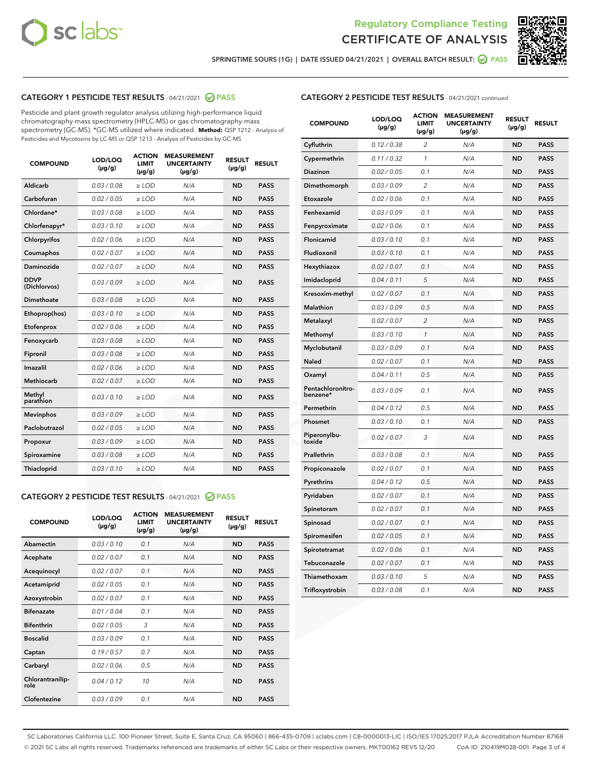Regulatory Compliance Testing

# CERTIFICATE OF ANALYSIS

SPRINGTIME SOURS (1G) | DATE ISSUED 04/21/2021 | OVERALL BATCH RESULT: PASS

## CATEGORY 1 PESTICIDE TEST RESULTS - 04/21/2021 PASS

Pesticide and plant growth regulator analysis utilizing high-performance liquid chromatography-mass spectrometry (HPLC-MS) or gas chromatography-mass spectrometry (GC-MS). *GC-MS utilized where indicated. **Method:** QSP 1212 - Analysis of Pesticides and Mycotoxins by LC-MS or QSP 1213 - Analysis of Pesticides by GC-MS

| COMPOUND | LOD/LOQ (µg/g) | ACTION LIMIT (µg/g) | MEASUREMENT UNCERTAINTY (µg/g) | RESULT (µg/g) | RESULT |
|---|---|---|---|---|---|
| Aldicarb | 0.03 / 0.08 | ≥ LOD | N/A | ND | PASS |
| Carbofuran | 0.02 / 0.05 | ≥ LOD | N/A | ND | PASS |
| Chlordane* | 0.03 / 0.08 | ≥ LOD | N/A | ND | PASS |
| Chlorfenapyr* | 0.03 / 0.10 | ≥ LOD | N/A | ND | PASS |
| Chlorpyrifos | 0.02 / 0.06 | ≥ LOD | N/A | ND | PASS |
| Coumaphos | 0.02 / 0.07 | ≥ LOD | N/A | ND | PASS |
| Daminozide | 0.02 / 0.07 | ≥ LOD | N/A | ND | PASS |
| DDVP (Dichlorvos) | 0.03 / 0.09 | ≥ LOD | N/A | ND | PASS |
| Dimethoate | 0.03 / 0.08 | ≥ LOD | N/A | ND | PASS |
| Ethoprop(hos) | 0.03 / 0.10 | ≥ LOD | N/A | ND | PASS |
| Etofenprox | 0.02 / 0.06 | ≥ LOD | N/A | ND | PASS |
| Fenoxycarb | 0.03 / 0.08 | ≥ LOD | N/A | ND | PASS |
| Fipronil | 0.03 / 0.08 | ≥ LOD | N/A | ND | PASS |
| Imazalil | 0.02 / 0.06 | ≥ LOD | N/A | ND | PASS |
| Methiocarb | 0.02 / 0.07 | ≥ LOD | N/A | ND | PASS |
| Methyl parathion | 0.03 / 0.10 | ≥ LOD | N/A | ND | PASS |
| Mevinphos | 0.03 / 0.09 | ≥ LOD | N/A | ND | PASS |
| Paclobutrazol | 0.02 / 0.05 | ≥ LOD | N/A | ND | PASS |
| Propoxur | 0.03 / 0.09 | ≥ LOD | N/A | ND | PASS |
| Spiroxamine | 0.03 / 0.08 | ≥ LOD | N/A | ND | PASS |
| Thiacloprid | 0.03 / 0.10 | ≥ LOD | N/A | ND | PASS |

## CATEGORY 2 PESTICIDE TEST RESULTS - 04/21/2021 PASS

| COMPOUND | LOD/LOQ (µg/g) | ACTION LIMIT (µg/g) | MEASUREMENT UNCERTAINTY (µg/g) | RESULT (µg/g) | RESULT |
|---|---|---|---|---|---|
| Abamectin | 0.03 / 0.10 | 0.1 | N/A | ND | PASS |
| Acephate | 0.02 / 0.07 | 0.1 | N/A | ND | PASS |
| Acequinocyl | 0.02 / 0.07 | 0.1 | N/A | ND | PASS |
| Acetamiprid | 0.02 / 0.05 | 0.1 | N/A | ND | PASS |
| Azoxystrobin | 0.02 / 0.07 | 0.1 | N/A | ND | PASS |
| Bifenazate | 0.01 / 0.04 | 0.1 | N/A | ND | PASS |
| Bifenthrin | 0.02 / 0.05 | 3 | N/A | ND | PASS |
| Boscalid | 0.03 / 0.09 | 0.1 | N/A | ND | PASS |
| Captan | 0.19 / 0.57 | 0.7 | N/A | ND | PASS |
| Carbaryl | 0.02 / 0.06 | 0.5 | N/A | ND | PASS |
| Chlorantraniliprole | 0.04 / 0.12 | 10 | N/A | ND | PASS |
| Clofentezine | 0.03 / 0.09 | 0.1 | N/A | ND | PASS |
| Cyfluthrin | 0.12 / 0.38 | 2 | N/A | ND | PASS |
| Cypermethrin | 0.11 / 0.32 | 1 | N/A | ND | PASS |
| Diazinon | 0.02 / 0.05 | 0.1 | N/A | ND | PASS |
| Dimethomorph | 0.03 / 0.09 | 2 | N/A | ND | PASS |
| Etoxazole | 0.02 / 0.06 | 0.1 | N/A | ND | PASS |
| Fenhexamid | 0.03 / 0.09 | 0.1 | N/A | ND | PASS |
| Fenpyroximate | 0.02 / 0.06 | 0.1 | N/A | ND | PASS |
| Flonicamid | 0.03 / 0.10 | 0.1 | N/A | ND | PASS |
| Fludioxonil | 0.03 / 0.10 | 0.1 | N/A | ND | PASS |
| Hexythiazox | 0.02 / 0.07 | 0.1 | N/A | ND | PASS |
| Imidacloprid | 0.04 / 0.11 | 5 | N/A | ND | PASS |
| Kresoxim-methyl | 0.02 / 0.07 | 0.1 | N/A | ND | PASS |
| Malathion | 0.03 / 0.09 | 0.5 | N/A | ND | PASS |
| Metalaxyl | 0.02 / 0.07 | 2 | N/A | ND | PASS |
| Methomyl | 0.03 / 0.10 | 1 | N/A | ND | PASS |
| Myclobutanil | 0.03 / 0.09 | 0.1 | N/A | ND | PASS |
| Naled | 0.02 / 0.07 | 0.1 | N/A | ND | PASS |
| Oxamyl | 0.04 / 0.11 | 0.5 | N/A | ND | PASS |
| Pentachloronitrobenzene* | 0.03 / 0.09 | 0.1 | N/A | ND | PASS |
| Permethrin | 0.04 / 0.12 | 0.5 | N/A | ND | PASS |
| Phosmet | 0.03 / 0.10 | 0.1 | N/A | ND | PASS |
| Piperonylbutoxide | 0.02 / 0.07 | 3 | N/A | ND | PASS |
| Prallethrin | 0.03 / 0.08 | 0.1 | N/A | ND | PASS |
| Propiconazole | 0.02 / 0.07 | 0.1 | N/A | ND | PASS |
| Pyrethrins | 0.04 / 0.12 | 0.5 | N/A | ND | PASS |
| Pyridaben | 0.02 / 0.07 | 0.1 | N/A | ND | PASS |
| Spinetoram | 0.02 / 0.07 | 0.1 | N/A | ND | PASS |
| Spinosad | 0.02 / 0.07 | 0.1 | N/A | ND | PASS |
| Spiromesifen | 0.02 / 0.05 | 0.1 | N/A | ND | PASS |
| Spirotetramat | 0.02 / 0.06 | 0.1 | N/A | ND | PASS |
| Tebuconazole | 0.02 / 0.07 | 0.1 | N/A | ND | PASS |
| Thiamethoxam | 0.03 / 0.10 | 5 | N/A | ND | PASS |
| Trifloxystrobin | 0.03 / 0.08 | 0.1 | N/A | ND | PASS |

SC Laboratories California LLC. 100 Pioneer Street, Suite E, Santa Cruz, CA 95060 | 866-435-0709 | sclabs.com | C8-0000013-LIC | ISO/IES 17025:2017 PJLA Accreditation Number 87168
© 2021 SC Labs all rights reserved. Trademarks referenced are trademarks of either SC Labs or their respective owners. MKT00162 REV5 12/20 CoA ID: 210419M028-001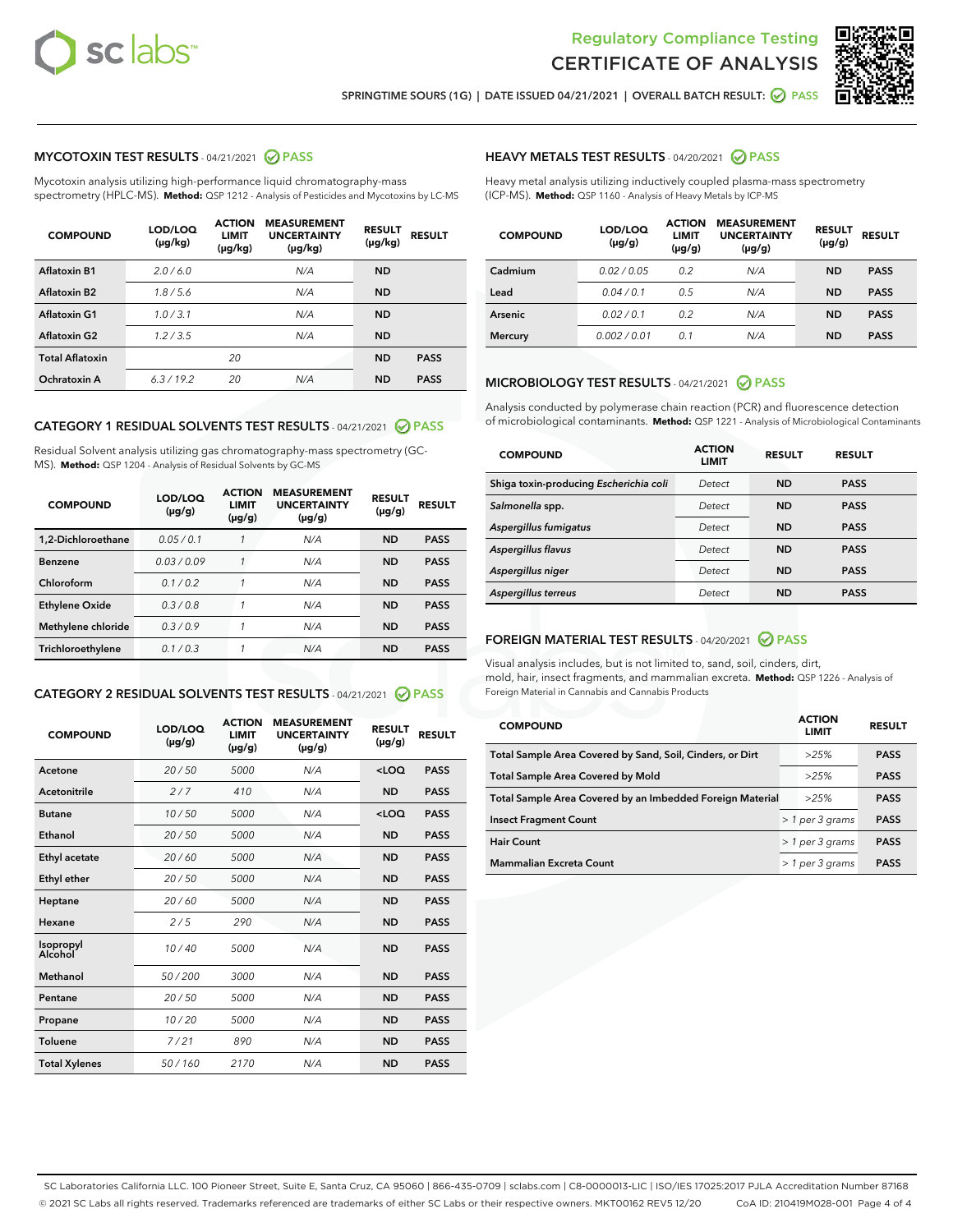Regulatory Compliance Testing

# CERTIFICATE OF ANALYSIS

SPRINGTIME SOURS (1G) | DATE ISSUED 04/21/2021 | OVERALL BATCH RESULT: PASS

## MYCOTOXIN TEST RESULTS - 04/21/2021 PASS

Mycotoxin analysis utilizing high-performance liquid chromatography-mass spectrometry (HPLC-MS). **Method:** QSP 1212 - Analysis of Pesticides and Mycotoxins by LC-MS

| COMPOUND | LOD/LOQ (µg/kg) | ACTION LIMIT (µg/kg) | MEASUREMENT UNCERTAINTY (µg/kg) | RESULT (µg/kg) | RESULT |
|---|---|---|---|---|---|
| Aflatoxin B1 | 2.0 / 6.0 | | N/A | ND | |
| Aflatoxin B2 | 1.8 / 5.6 | | N/A | ND | |
| Aflatoxin G1 | 1.0 / 3.1 | | N/A | ND | |
| Aflatoxin G2 | 1.2 / 3.5 | | N/A | ND | |
| Total Aflatoxin | | 20 | | ND | PASS |
| Ochratoxin A | 6.3 / 19.2 | 20 | N/A | ND | PASS |

## CATEGORY 1 RESIDUAL SOLVENTS TEST RESULTS - 04/21/2021 PASS

Residual Solvent analysis utilizing gas chromatography-mass spectrometry (GC-MS). **Method:** QSP 1204 - Analysis of Residual Solvents by GC-MS

| COMPOUND | LOD/LOQ (µg/g) | ACTION LIMIT (µg/g) | MEASUREMENT UNCERTAINTY (µg/g) | RESULT (µg/g) | RESULT |
|---|---|---|---|---|---|
| 1,2-Dichloroethane | 0.05 / 0.1 | 1 | N/A | ND | PASS |
| Benzene | 0.03 / 0.09 | 1 | N/A | ND | PASS |
| Chloroform | 0.1 / 0.2 | 1 | N/A | ND | PASS |
| Ethylene Oxide | 0.3 / 0.8 | 1 | N/A | ND | PASS |
| Methylene chloride | 0.3 / 0.9 | 1 | N/A | ND | PASS |
| Trichloroethylene | 0.1 / 0.3 | 1 | N/A | ND | PASS |

## CATEGORY 2 RESIDUAL SOLVENTS TEST RESULTS - 04/21/2021 PASS

| COMPOUND | LOD/LOQ (µg/g) | ACTION LIMIT (µg/g) | MEASUREMENT UNCERTAINTY (µg/g) | RESULT (µg/g) | RESULT |
|---|---|---|---|---|---|
| Acetone | 20 / 50 | 5000 | N/A | <LOQ | PASS |
| Acetonitrile | 2 / 7 | 410 | N/A | ND | PASS |
| Butane | 10 / 50 | 5000 | N/A | <LOQ | PASS |
| Ethanol | 20 / 50 | 5000 | N/A | ND | PASS |
| Ethyl acetate | 20 / 60 | 5000 | N/A | ND | PASS |
| Ethyl ether | 20 / 50 | 5000 | N/A | ND | PASS |
| Heptane | 20 / 60 | 5000 | N/A | ND | PASS |
| Hexane | 2 / 5 | 290 | N/A | ND | PASS |
| Isopropyl Alcohol | 10 / 40 | 5000 | N/A | ND | PASS |
| Methanol | 50 / 200 | 3000 | N/A | ND | PASS |
| Pentane | 20 / 50 | 5000 | N/A | ND | PASS |
| Propane | 10 / 20 | 5000 | N/A | ND | PASS |
| Toluene | 7 / 21 | 890 | N/A | ND | PASS |
| Total Xylenes | 50 / 160 | 2170 | N/A | ND | PASS |

## HEAVY METALS TEST RESULTS - 04/20/2021 PASS

Heavy metal analysis utilizing inductively coupled plasma-mass spectrometry (ICP-MS). **Method:** QSP 1160 - Analysis of Heavy Metals by ICP-MS

| COMPOUND | LOD/LOQ (µg/g) | ACTION LIMIT (µg/g) | MEASUREMENT UNCERTAINTY (µg/g) | RESULT (µg/g) | RESULT |
|---|---|---|---|---|---|
| Cadmium | 0.02 / 0.05 | 0.2 | N/A | ND | PASS |
| Lead | 0.04 / 0.1 | 0.5 | N/A | ND | PASS |
| Arsenic | 0.02 / 0.1 | 0.2 | N/A | ND | PASS |
| Mercury | 0.002 / 0.01 | 0.1 | N/A | ND | PASS |

## MICROBIOLOGY TEST RESULTS - 04/21/2021 PASS

Analysis conducted by polymerase chain reaction (PCR) and fluorescence detection of microbiological contaminants. **Method:** QSP 1221 - Analysis of Microbiological Contaminants

| COMPOUND | ACTION LIMIT | RESULT | RESULT |
|---|---|---|---|
| Shiga toxin-producing *Escherichia coli* | Detect | ND | PASS |
| *Salmonella* spp. | Detect | ND | PASS |
| *Aspergillus fumigatus* | Detect | ND | PASS |
| *Aspergillus flavus* | Detect | ND | PASS |
| *Aspergillus niger* | Detect | ND | PASS |
| *Aspergillus terreus* | Detect | ND | PASS |

## FOREIGN MATERIAL TEST RESULTS - 04/20/2021 PASS

Visual analysis includes, but is not limited to, sand, soil, cinders, dirt, mold, hair, insect fragments, and mammalian excreta. **Method:** QSP 1226 - Analysis of Foreign Material in Cannabis and Cannabis Products

| COMPOUND | ACTION LIMIT | RESULT |
|---|---|---|
| Total Sample Area Covered by Sand, Soil, Cinders, or Dirt | >25% | PASS |
| Total Sample Area Covered by Mold | >25% | PASS |
| Total Sample Area Covered by an Imbedded Foreign Material | >25% | PASS |
| Insect Fragment Count | > 1 per 3 grams | PASS |
| Hair Count | > 1 per 3 grams | PASS |
| Mammalian Excreta Count | > 1 per 3 grams | PASS |

SC Laboratories California LLC. 100 Pioneer Street, Suite E, Santa Cruz, CA 95060 | 866-435-0709 | sclabs.com | C8-0000013-LIC | ISO/IES 17025:2017 PJLA Accreditation Number 87168
© 2021 SC Labs all rights reserved. Trademarks referenced are trademarks of either SC Labs or their respective owners. MKT00162 REV5 12/20 CoA ID: 210419M028-001